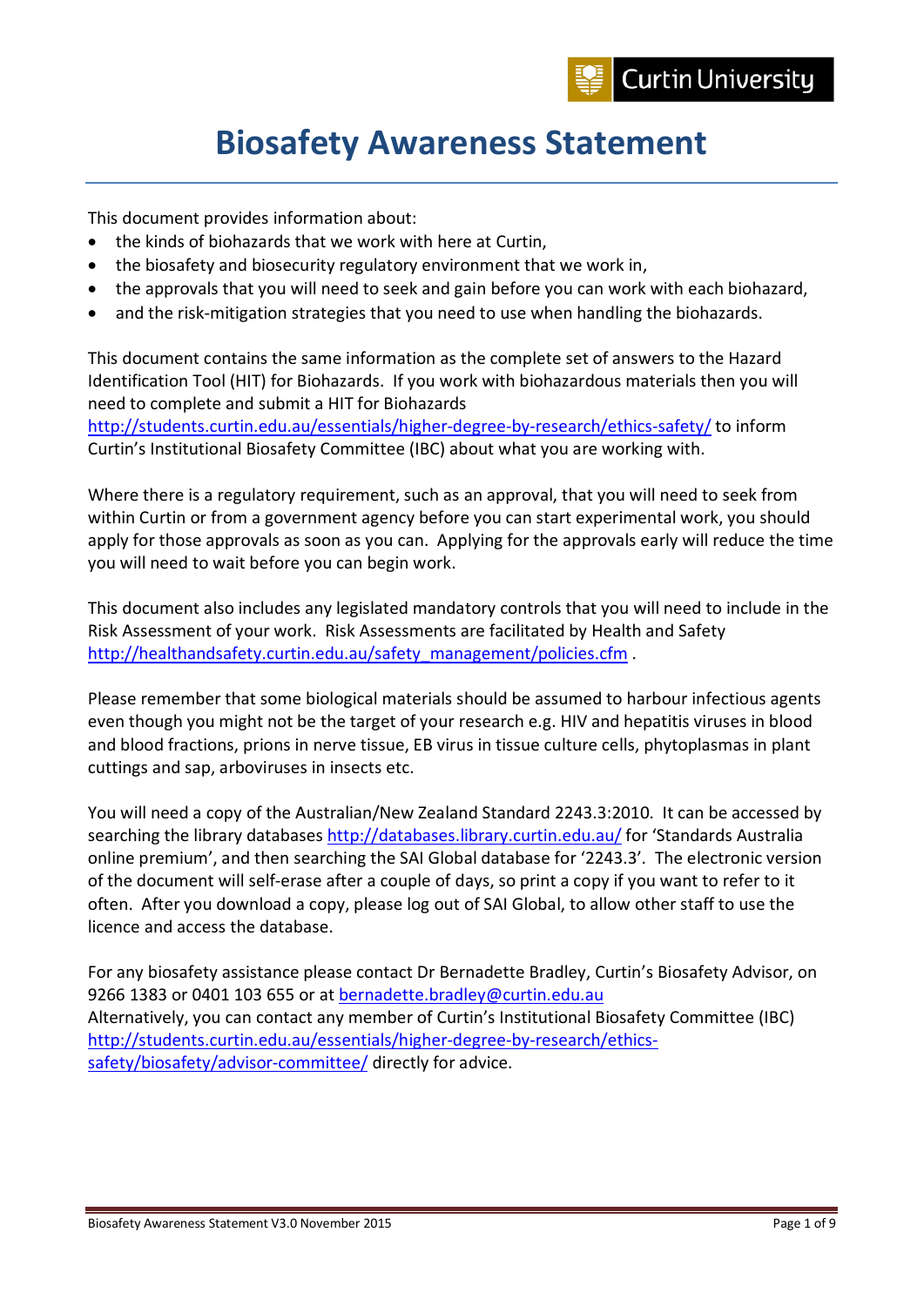# Biosafety Awareness Statement

This document provides information about:

- the kinds of biohazards that we work with here at Curtin,
- the biosafety and biosecurity regulatory environment that we work in,
- the approvals that you will need to seek and gain before you can work with each biohazard,
- and the risk-mitigation strategies that you need to use when handling the biohazards.

This document contains the same information as the complete set of answers to the Hazard Identification Tool (HIT) for Biohazards. If you work with biohazardous materials then you will need to complete and submit a HIT for Biohazards http://students.curtin.edu.au/essentials/higher-degree-by-research/ethics-safety/ to inform Curtin's Institutional Biosafety Committee (IBC) about what you are working with.

Where there is a regulatory requirement, such as an approval, that you will need to seek from within Curtin or from a government agency before you can start experimental work, you should apply for those approvals as soon as you can. Applying for the approvals early will reduce the time you will need to wait before you can begin work.

This document also includes any legislated mandatory controls that you will need to include in the Risk Assessment of your work. Risk Assessments are facilitated by Health and Safety http://healthandsafety.curtin.edu.au/safety_management/policies.cfm .

Please remember that some biological materials should be assumed to harbour infectious agents even though you might not be the target of your research e.g. HIV and hepatitis viruses in blood and blood fractions, prions in nerve tissue, EB virus in tissue culture cells, phytoplasmas in plant cuttings and sap, arboviruses in insects etc.

You will need a copy of the Australian/New Zealand Standard 2243.3:2010. It can be accessed by searching the library databases http://databases.library.curtin.edu.au/ for 'Standards Australia online premium', and then searching the SAI Global database for '2243.3'. The electronic version of the document will self-erase after a couple of days, so print a copy if you want to refer to it often. After you download a copy, please log out of SAI Global, to allow other staff to use the licence and access the database.

For any biosafety assistance please contact Dr Bernadette Bradley, Curtin's Biosafety Advisor, on 9266 1383 or 0401 103 655 or at bernadette.bradley@curtin.edu.au
Alternatively, you can contact any member of Curtin's Institutional Biosafety Committee (IBC) http://students.curtin.edu.au/essentials/higher-degree-by-research/ethics-safety/biosafety/advisor-committee/ directly for advice.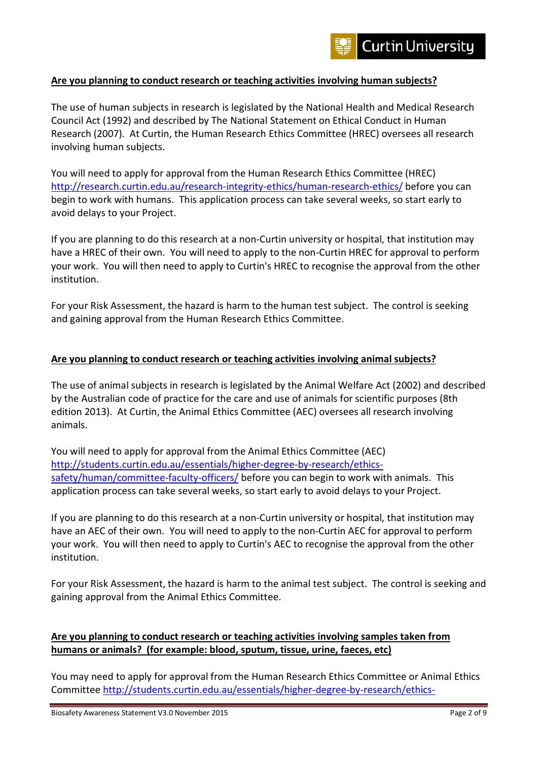**Are you planning to conduct research or teaching activities involving human subjects?**

The use of human subjects in research is legislated by the National Health and Medical Research Council Act (1992) and described by The National Statement on Ethical Conduct in Human Research (2007). At Curtin, the Human Research Ethics Committee (HREC) oversees all research involving human subjects.

You will need to apply for approval from the Human Research Ethics Committee (HREC) http://research.curtin.edu.au/research-integrity-ethics/human-research-ethics/ before you can begin to work with humans. This application process can take several weeks, so start early to avoid delays to your Project.

If you are planning to do this research at a non-Curtin university or hospital, that institution may have a HREC of their own. You will need to apply to the non-Curtin HREC for approval to perform your work. You will then need to apply to Curtin's HREC to recognise the approval from the other institution.

For your Risk Assessment, the hazard is harm to the human test subject. The control is seeking and gaining approval from the Human Research Ethics Committee.

**Are you planning to conduct research or teaching activities involving animal subjects?**

The use of animal subjects in research is legislated by the Animal Welfare Act (2002) and described by the Australian code of practice for the care and use of animals for scientific purposes (8th edition 2013). At Curtin, the Animal Ethics Committee (AEC) oversees all research involving animals.

You will need to apply for approval from the Animal Ethics Committee (AEC) http://students.curtin.edu.au/essentials/higher-degree-by-research/ethics-safety/human/committee-faculty-officers/ before you can begin to work with animals. This application process can take several weeks, so start early to avoid delays to your Project.

If you are planning to do this research at a non-Curtin university or hospital, that institution may have an AEC of their own. You will need to apply to the non-Curtin AEC for approval to perform your work. You will then need to apply to Curtin's AEC to recognise the approval from the other institution.

For your Risk Assessment, the hazard is harm to the animal test subject. The control is seeking and gaining approval from the Animal Ethics Committee.

**Are you planning to conduct research or teaching activities involving samples taken from humans or animals? (for example: blood, sputum, tissue, urine, faeces, etc)**

You may need to apply for approval from the Human Research Ethics Committee or Animal Ethics Committee http://students.curtin.edu.au/essentials/higher-degree-by-research/ethics-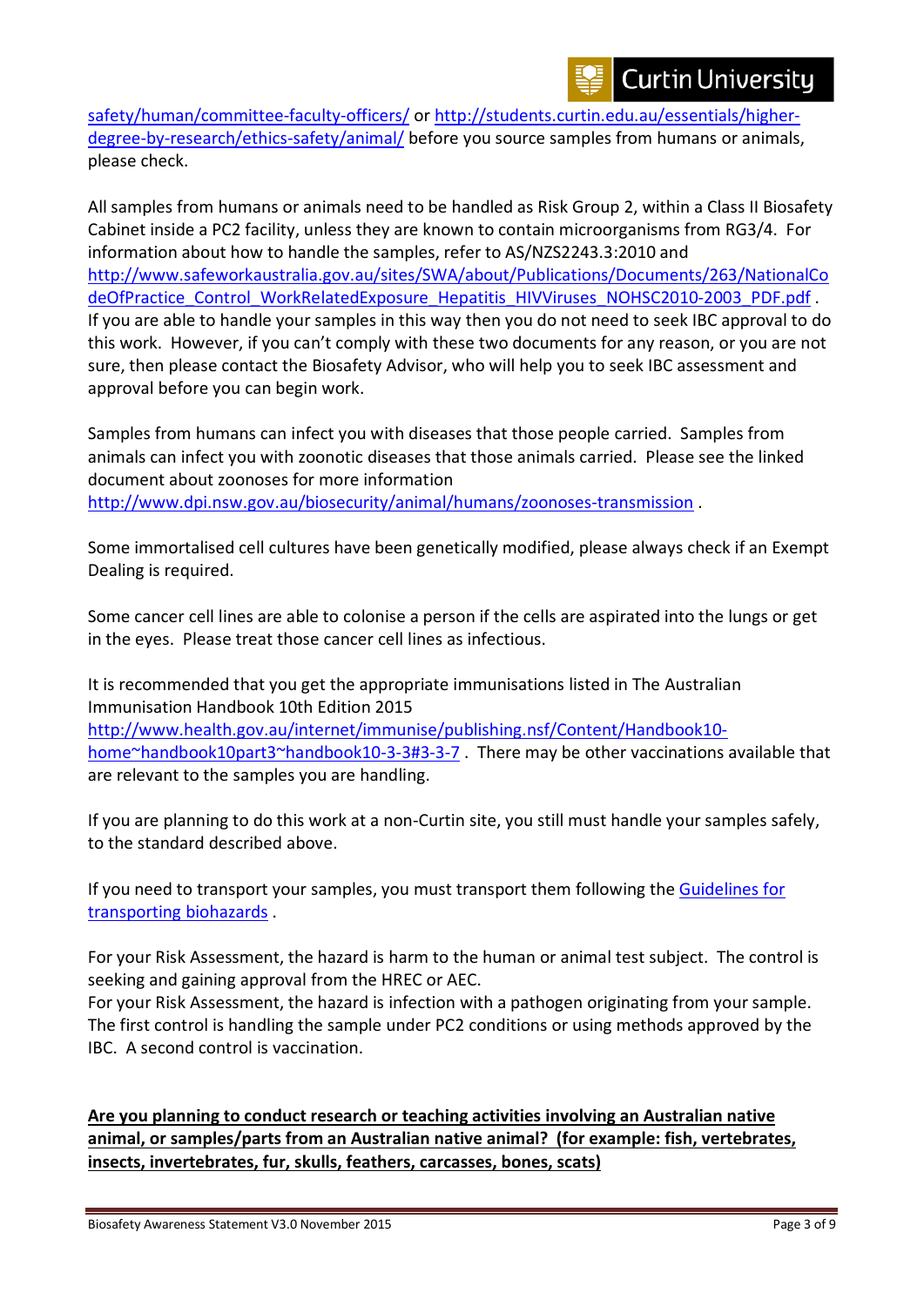safety/human/committee-faculty-officers/ or http://students.curtin.edu.au/essentials/higher-degree-by-research/ethics-safety/animal/ before you source samples from humans or animals, please check.

All samples from humans or animals need to be handled as Risk Group 2, within a Class II Biosafety Cabinet inside a PC2 facility, unless they are known to contain microorganisms from RG3/4. For information about how to handle the samples, refer to AS/NZS2243.3:2010 and http://www.safeworkaustralia.gov.au/sites/SWA/about/Publications/Documents/263/NationalCodeOfPractice_Control_WorkRelatedExposure_Hepatitis_HIVViruses_NOHSC2010-2003_PDF.pdf . If you are able to handle your samples in this way then you do not need to seek IBC approval to do this work. However, if you can't comply with these two documents for any reason, or you are not sure, then please contact the Biosafety Advisor, who will help you to seek IBC assessment and approval before you can begin work.

Samples from humans can infect you with diseases that those people carried. Samples from animals can infect you with zoonotic diseases that those animals carried. Please see the linked document about zoonoses for more information http://www.dpi.nsw.gov.au/biosecurity/animal/humans/zoonoses-transmission .

Some immortalised cell cultures have been genetically modified, please always check if an Exempt Dealing is required.

Some cancer cell lines are able to colonise a person if the cells are aspirated into the lungs or get in the eyes. Please treat those cancer cell lines as infectious.

It is recommended that you get the appropriate immunisations listed in The Australian Immunisation Handbook 10th Edition 2015 http://www.health.gov.au/internet/immunise/publishing.nsf/Content/Handbook10-home~handbook10part3~handbook10-3-3#3-3-7 . There may be other vaccinations available that are relevant to the samples you are handling.

If you are planning to do this work at a non-Curtin site, you still must handle your samples safely, to the standard described above.

If you need to transport your samples, you must transport them following the Guidelines for transporting biohazards .

For your Risk Assessment, the hazard is harm to the human or animal test subject. The control is seeking and gaining approval from the HREC or AEC.
For your Risk Assessment, the hazard is infection with a pathogen originating from your sample. The first control is handling the sample under PC2 conditions or using methods approved by the IBC. A second control is vaccination.

**Are you planning to conduct research or teaching activities involving an Australian native animal, or samples/parts from an Australian native animal? (for example: fish, vertebrates, insects, invertebrates, fur, skulls, feathers, carcasses, bones, scats)**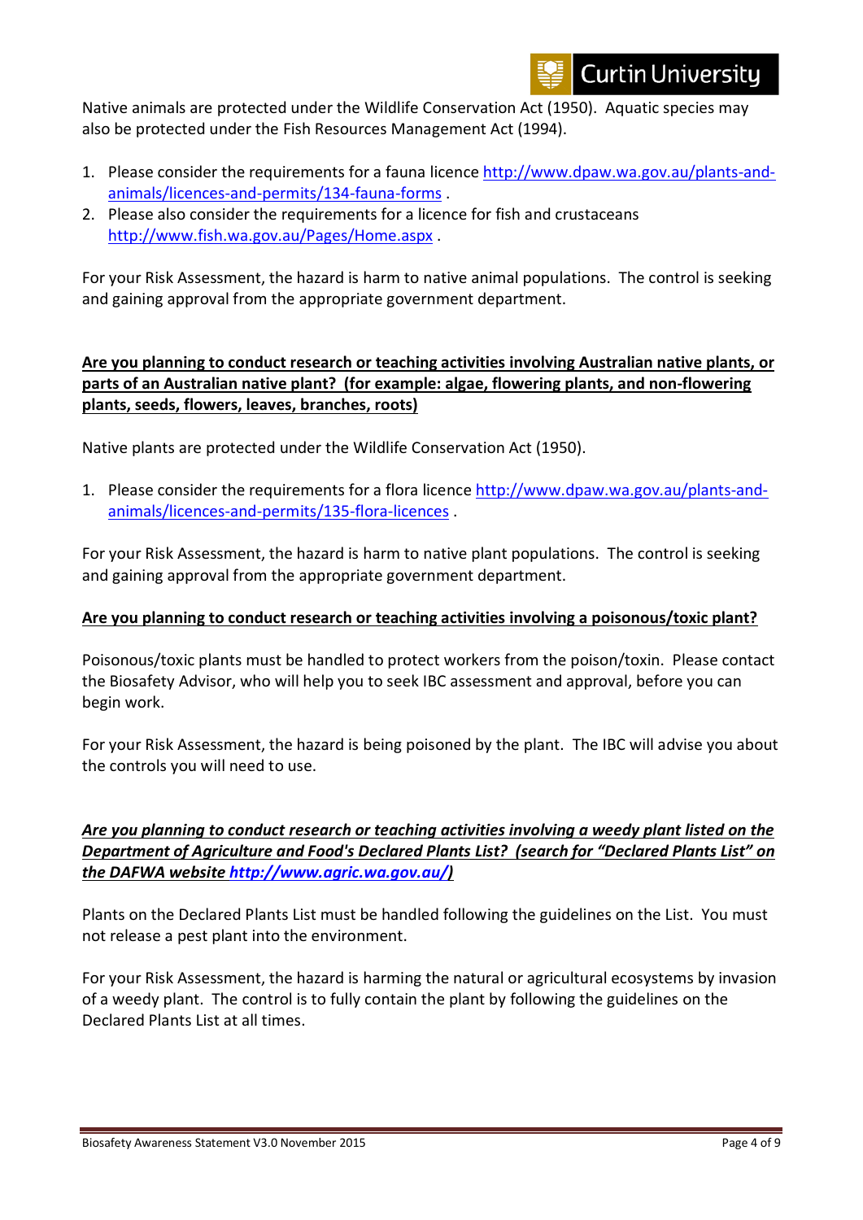Native animals are protected under the Wildlife Conservation Act (1950). Aquatic species may also be protected under the Fish Resources Management Act (1994).

1. Please consider the requirements for a fauna licence [http://www.dpaw.wa.gov.au/plants-and-animals/licences-and-permits/134-fauna-forms](http://www.dpaw.wa.gov.au/plants-and-animals/licences-and-permits/134-fauna-forms) .
2. Please also consider the requirements for a licence for fish and crustaceans [http://www.fish.wa.gov.au/Pages/Home.aspx](http://www.fish.wa.gov.au/Pages/Home.aspx) .

For your Risk Assessment, the hazard is harm to native animal populations. The control is seeking and gaining approval from the appropriate government department.

**Are you planning to conduct research or teaching activities involving Australian native plants, or parts of an Australian native plant? (for example: algae, flowering plants, and non-flowering plants, seeds, flowers, leaves, branches, roots)**

Native plants are protected under the Wildlife Conservation Act (1950).

1. Please consider the requirements for a flora licence [http://www.dpaw.wa.gov.au/plants-and-animals/licences-and-permits/135-flora-licences](http://www.dpaw.wa.gov.au/plants-and-animals/licences-and-permits/135-flora-licences) .

For your Risk Assessment, the hazard is harm to native plant populations. The control is seeking and gaining approval from the appropriate government department.

**Are you planning to conduct research or teaching activities involving a poisonous/toxic plant?**

Poisonous/toxic plants must be handled to protect workers from the poison/toxin. Please contact the Biosafety Advisor, who will help you to seek IBC assessment and approval, before you can begin work.

For your Risk Assessment, the hazard is being poisoned by the plant. The IBC will advise you about the controls you will need to use.

***Are you planning to conduct research or teaching activities involving a weedy plant listed on the Department of Agriculture and Food's Declared Plants List? (search for "Declared Plants List" on the DAFWA website [http://www.agric.wa.gov.au/](http://www.agric.wa.gov.au/))***

Plants on the Declared Plants List must be handled following the guidelines on the List. You must not release a pest plant into the environment.

For your Risk Assessment, the hazard is harming the natural or agricultural ecosystems by invasion of a weedy plant. The control is to fully contain the plant by following the guidelines on the Declared Plants List at all times.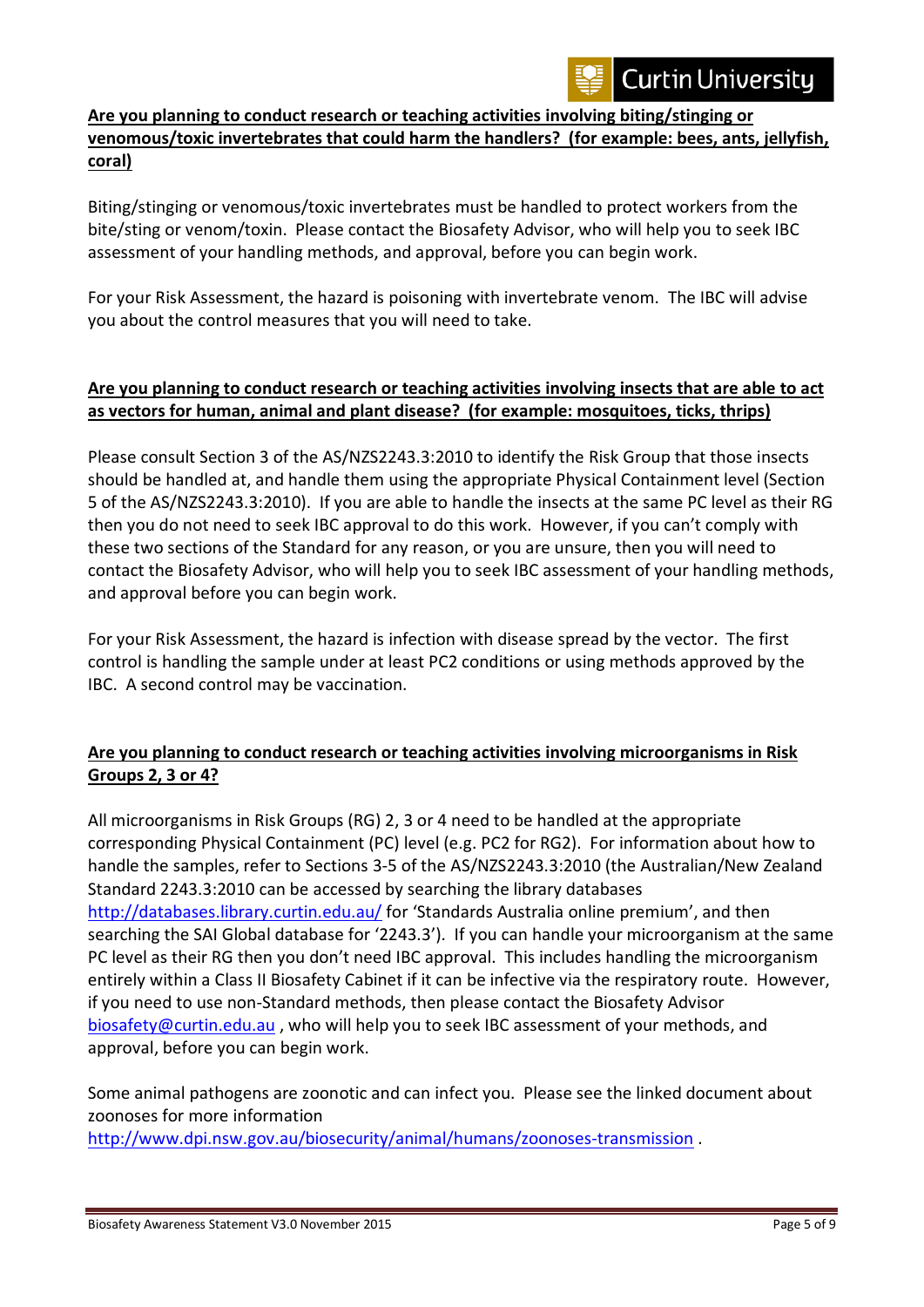**Are you planning to conduct research or teaching activities involving biting/stinging or venomous/toxic invertebrates that could harm the handlers? (for example: bees, ants, jellyfish, coral)**

Biting/stinging or venomous/toxic invertebrates must be handled to protect workers from the bite/sting or venom/toxin. Please contact the Biosafety Advisor, who will help you to seek IBC assessment of your handling methods, and approval, before you can begin work.

For your Risk Assessment, the hazard is poisoning with invertebrate venom. The IBC will advise you about the control measures that you will need to take.

**Are you planning to conduct research or teaching activities involving insects that are able to act as vectors for human, animal and plant disease? (for example: mosquitoes, ticks, thrips)**

Please consult Section 3 of the AS/NZS2243.3:2010 to identify the Risk Group that those insects should be handled at, and handle them using the appropriate Physical Containment level (Section 5 of the AS/NZS2243.3:2010). If you are able to handle the insects at the same PC level as their RG then you do not need to seek IBC approval to do this work. However, if you can't comply with these two sections of the Standard for any reason, or you are unsure, then you will need to contact the Biosafety Advisor, who will help you to seek IBC assessment of your handling methods, and approval before you can begin work.

For your Risk Assessment, the hazard is infection with disease spread by the vector. The first control is handling the sample under at least PC2 conditions or using methods approved by the IBC. A second control may be vaccination.

**Are you planning to conduct research or teaching activities involving microorganisms in Risk Groups 2, 3 or 4?**

All microorganisms in Risk Groups (RG) 2, 3 or 4 need to be handled at the appropriate corresponding Physical Containment (PC) level (e.g. PC2 for RG2). For information about how to handle the samples, refer to Sections 3-5 of the AS/NZS2243.3:2010 (the Australian/New Zealand Standard 2243.3:2010 can be accessed by searching the library databases http://databases.library.curtin.edu.au/ for 'Standards Australia online premium', and then searching the SAI Global database for '2243.3'). If you can handle your microorganism at the same PC level as their RG then you don't need IBC approval. This includes handling the microorganism entirely within a Class II Biosafety Cabinet if it can be infective via the respiratory route. However, if you need to use non-Standard methods, then please contact the Biosafety Advisor biosafety@curtin.edu.au , who will help you to seek IBC assessment of your methods, and approval, before you can begin work.

Some animal pathogens are zoonotic and can infect you. Please see the linked document about zoonoses for more information http://www.dpi.nsw.gov.au/biosecurity/animal/humans/zoonoses-transmission .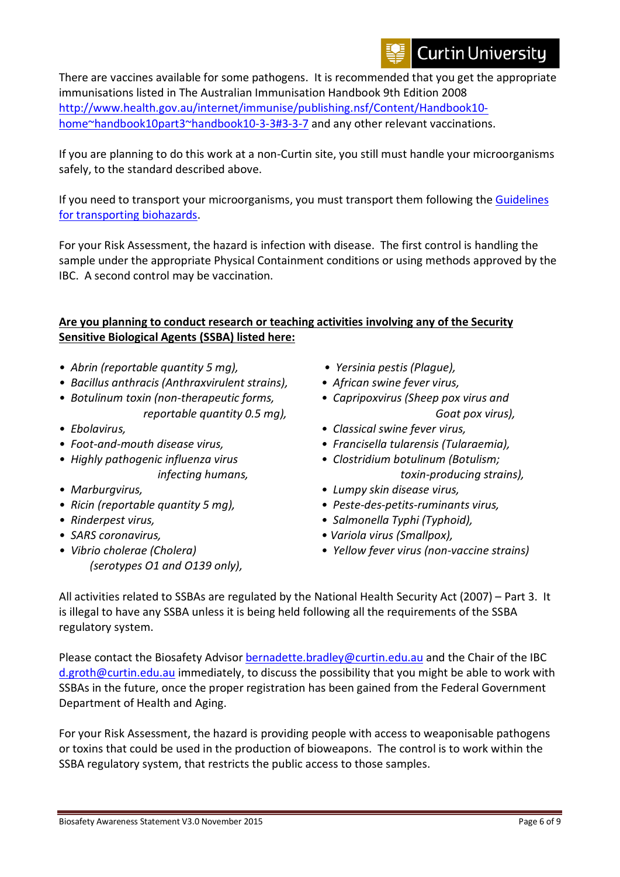There are vaccines available for some pathogens. It is recommended that you get the appropriate immunisations listed in The Australian Immunisation Handbook 9th Edition 2008 [http://www.health.gov.au/internet/immunise/publishing.nsf/Content/Handbook10-home~handbook10part3~handbook10-3-3#3-3-7](http://www.health.gov.au/internet/immunise/publishing.nsf/Content/Handbook10-home~handbook10part3~handbook10-3-3#3-3-7) and any other relevant vaccinations.

If you are planning to do this work at a non-Curtin site, you still must handle your microorganisms safely, to the standard described above.

If you need to transport your microorganisms, you must transport them following the Guidelines for transporting biohazards.

For your Risk Assessment, the hazard is infection with disease. The first control is handling the sample under the appropriate Physical Containment conditions or using methods approved by the IBC. A second control may be vaccination.

**Are you planning to conduct research or teaching activities involving any of the Security Sensitive Biological Agents (SSBA) listed here:**

- *Abrin (reportable quantity 5 mg),*
- *Bacillus anthracis (Anthraxvirulent strains),*
- *Botulinum toxin (non-therapeutic forms, reportable quantity 0.5 mg),*
- *Ebolavirus,*
- *Foot-and-mouth disease virus,*
- *Highly pathogenic influenza virus infecting humans,*
- *Marburgvirus,*
- *Ricin (reportable quantity 5 mg),*
- *Rinderpest virus,*
- *SARS coronavirus,*
- *Vibrio cholerae (Cholera) (serotypes O1 and O139 only),*
- *Yersinia pestis (Plague),*
- *African swine fever virus,*
- *Capripoxvirus (Sheep pox virus and Goat pox virus),*
- *Classical swine fever virus,*
- *Francisella tularensis (Tularaemia),*
- *Clostridium botulinum (Botulism; toxin-producing strains),*
- *Lumpy skin disease virus,*
- *Peste-des-petits-ruminants virus,*
- *Salmonella Typhi (Typhoid),*
- *Variola virus (Smallpox),*
- *Yellow fever virus (non-vaccine strains)*

All activities related to SSBAs are regulated by the National Health Security Act (2007) – Part 3. It is illegal to have any SSBA unless it is being held following all the requirements of the SSBA regulatory system.

Please contact the Biosafety Advisor bernadette.bradley@curtin.edu.au and the Chair of the IBC d.groth@curtin.edu.au immediately, to discuss the possibility that you might be able to work with SSBAs in the future, once the proper registration has been gained from the Federal Government Department of Health and Aging.

For your Risk Assessment, the hazard is providing people with access to weaponisable pathogens or toxins that could be used in the production of bioweapons. The control is to work within the SSBA regulatory system, that restricts the public access to those samples.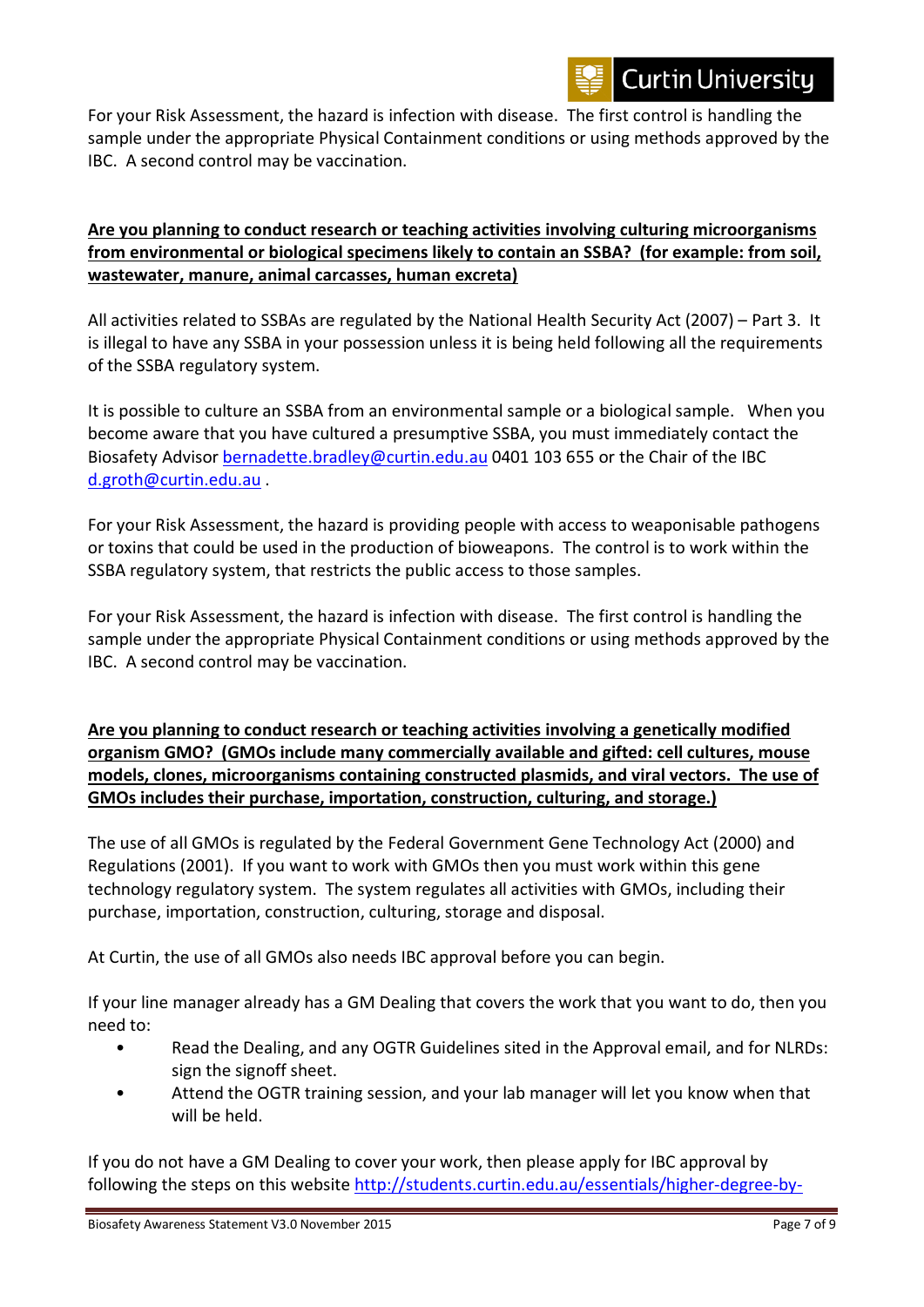For your Risk Assessment, the hazard is infection with disease. The first control is handling the sample under the appropriate Physical Containment conditions or using methods approved by the IBC. A second control may be vaccination.

**Are you planning to conduct research or teaching activities involving culturing microorganisms from environmental or biological specimens likely to contain an SSBA? (for example: from soil, wastewater, manure, animal carcasses, human excreta)**

All activities related to SSBAs are regulated by the National Health Security Act (2007) – Part 3. It is illegal to have any SSBA in your possession unless it is being held following all the requirements of the SSBA regulatory system.

It is possible to culture an SSBA from an environmental sample or a biological sample. When you become aware that you have cultured a presumptive SSBA, you must immediately contact the Biosafety Advisor bernadette.bradley@curtin.edu.au 0401 103 655 or the Chair of the IBC d.groth@curtin.edu.au .

For your Risk Assessment, the hazard is providing people with access to weaponisable pathogens or toxins that could be used in the production of bioweapons. The control is to work within the SSBA regulatory system, that restricts the public access to those samples.

For your Risk Assessment, the hazard is infection with disease. The first control is handling the sample under the appropriate Physical Containment conditions or using methods approved by the IBC. A second control may be vaccination.

**Are you planning to conduct research or teaching activities involving a genetically modified organism GMO? (GMOs include many commercially available and gifted: cell cultures, mouse models, clones, microorganisms containing constructed plasmids, and viral vectors. The use of GMOs includes their purchase, importation, construction, culturing, and storage.)**

The use of all GMOs is regulated by the Federal Government Gene Technology Act (2000) and Regulations (2001). If you want to work with GMOs then you must work within this gene technology regulatory system. The system regulates all activities with GMOs, including their purchase, importation, construction, culturing, storage and disposal.

At Curtin, the use of all GMOs also needs IBC approval before you can begin.

If your line manager already has a GM Dealing that covers the work that you want to do, then you need to:

- Read the Dealing, and any OGTR Guidelines sited in the Approval email, and for NLRDs: sign the signoff sheet.
- Attend the OGTR training session, and your lab manager will let you know when that will be held.

If you do not have a GM Dealing to cover your work, then please apply for IBC approval by following the steps on this website http://students.curtin.edu.au/essentials/higher-degree-by-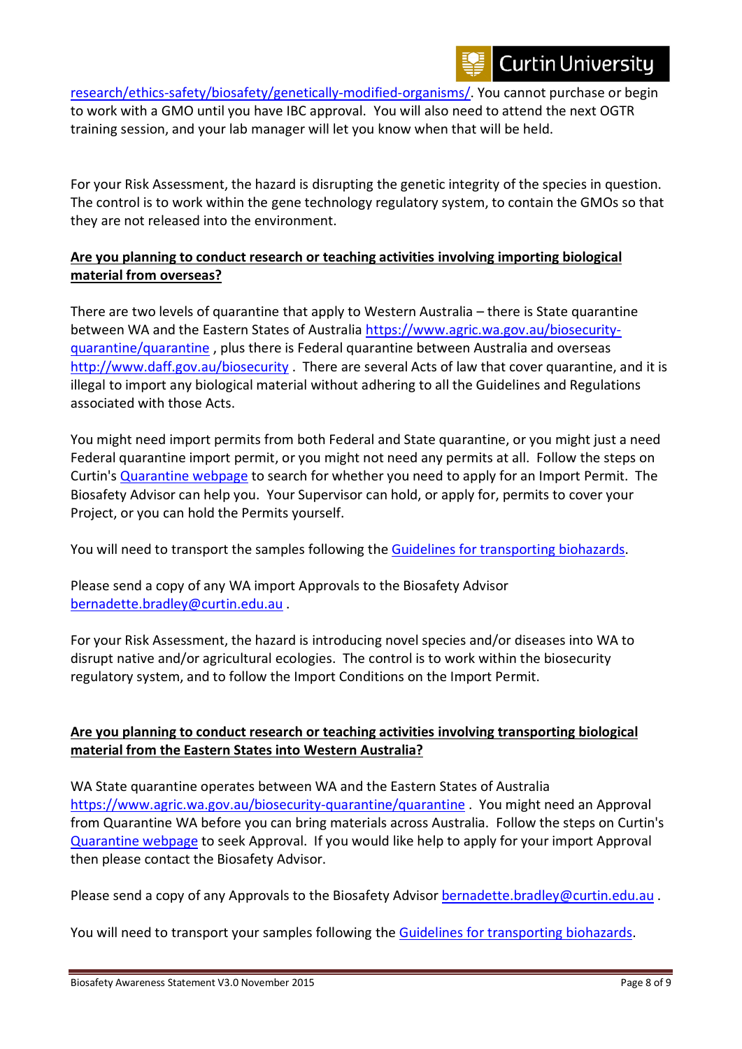research/ethics-safety/biosafety/genetically-modified-organisms/. You cannot purchase or begin to work with a GMO until you have IBC approval. You will also need to attend the next OGTR training session, and your lab manager will let you know when that will be held.

For your Risk Assessment, the hazard is disrupting the genetic integrity of the species in question. The control is to work within the gene technology regulatory system, to contain the GMOs so that they are not released into the environment.

**Are you planning to conduct research or teaching activities involving importing biological material from overseas?**

There are two levels of quarantine that apply to Western Australia – there is State quarantine between WA and the Eastern States of Australia https://www.agric.wa.gov.au/biosecurity-quarantine/quarantine , plus there is Federal quarantine between Australia and overseas http://www.daff.gov.au/biosecurity . There are several Acts of law that cover quarantine, and it is illegal to import any biological material without adhering to all the Guidelines and Regulations associated with those Acts.

You might need import permits from both Federal and State quarantine, or you might just a need Federal quarantine import permit, or you might not need any permits at all. Follow the steps on Curtin's Quarantine webpage to search for whether you need to apply for an Import Permit. The Biosafety Advisor can help you. Your Supervisor can hold, or apply for, permits to cover your Project, or you can hold the Permits yourself.

You will need to transport the samples following the Guidelines for transporting biohazards.

Please send a copy of any WA import Approvals to the Biosafety Advisor bernadette.bradley@curtin.edu.au .

For your Risk Assessment, the hazard is introducing novel species and/or diseases into WA to disrupt native and/or agricultural ecologies. The control is to work within the biosecurity regulatory system, and to follow the Import Conditions on the Import Permit.

**Are you planning to conduct research or teaching activities involving transporting biological material from the Eastern States into Western Australia?**

WA State quarantine operates between WA and the Eastern States of Australia https://www.agric.wa.gov.au/biosecurity-quarantine/quarantine . You might need an Approval from Quarantine WA before you can bring materials across Australia. Follow the steps on Curtin's Quarantine webpage to seek Approval. If you would like help to apply for your import Approval then please contact the Biosafety Advisor.

Please send a copy of any Approvals to the Biosafety Advisor bernadette.bradley@curtin.edu.au .

You will need to transport your samples following the Guidelines for transporting biohazards.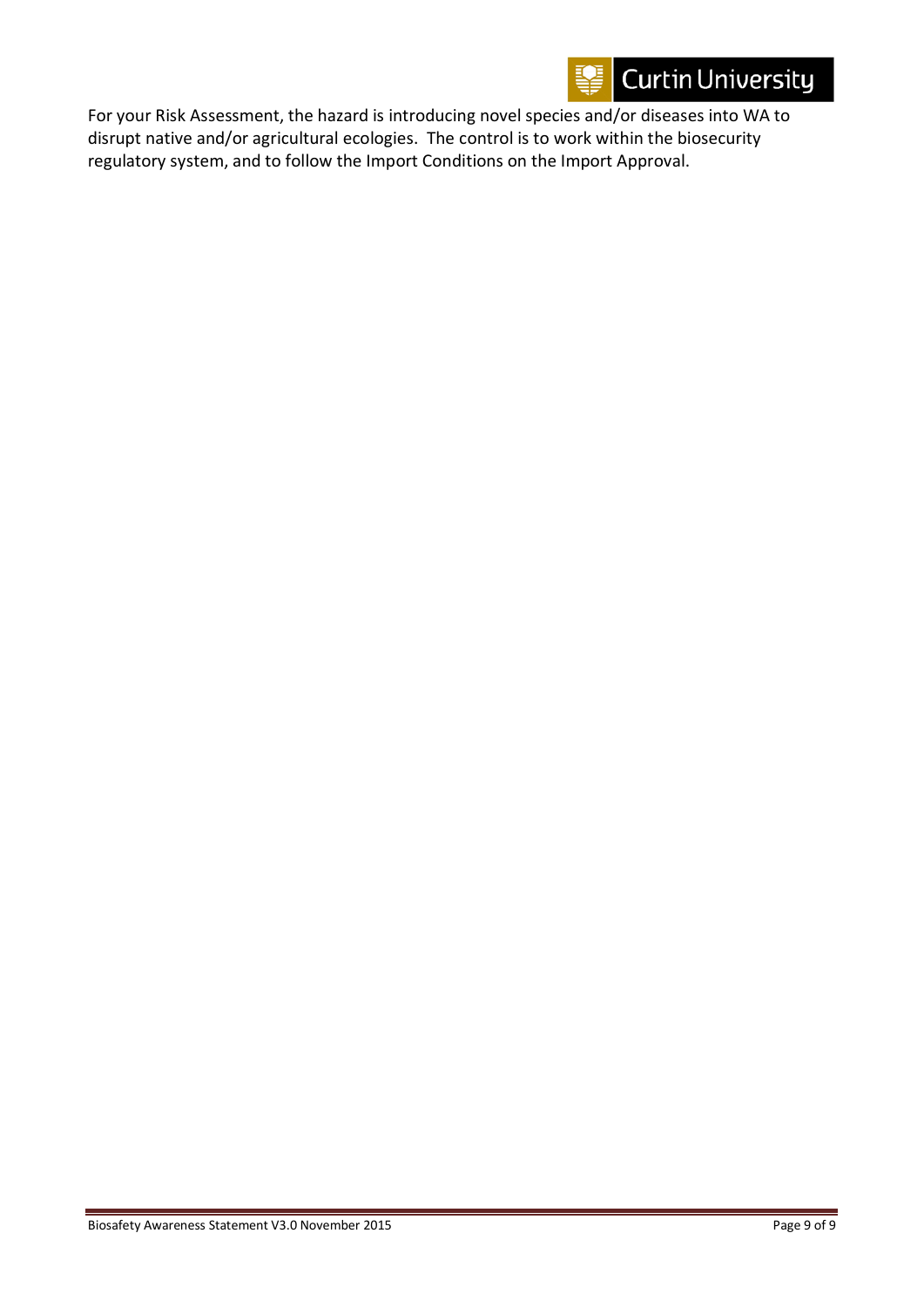For your Risk Assessment, the hazard is introducing novel species and/or diseases into WA to disrupt native and/or agricultural ecologies. The control is to work within the biosecurity regulatory system, and to follow the Import Conditions on the Import Approval.